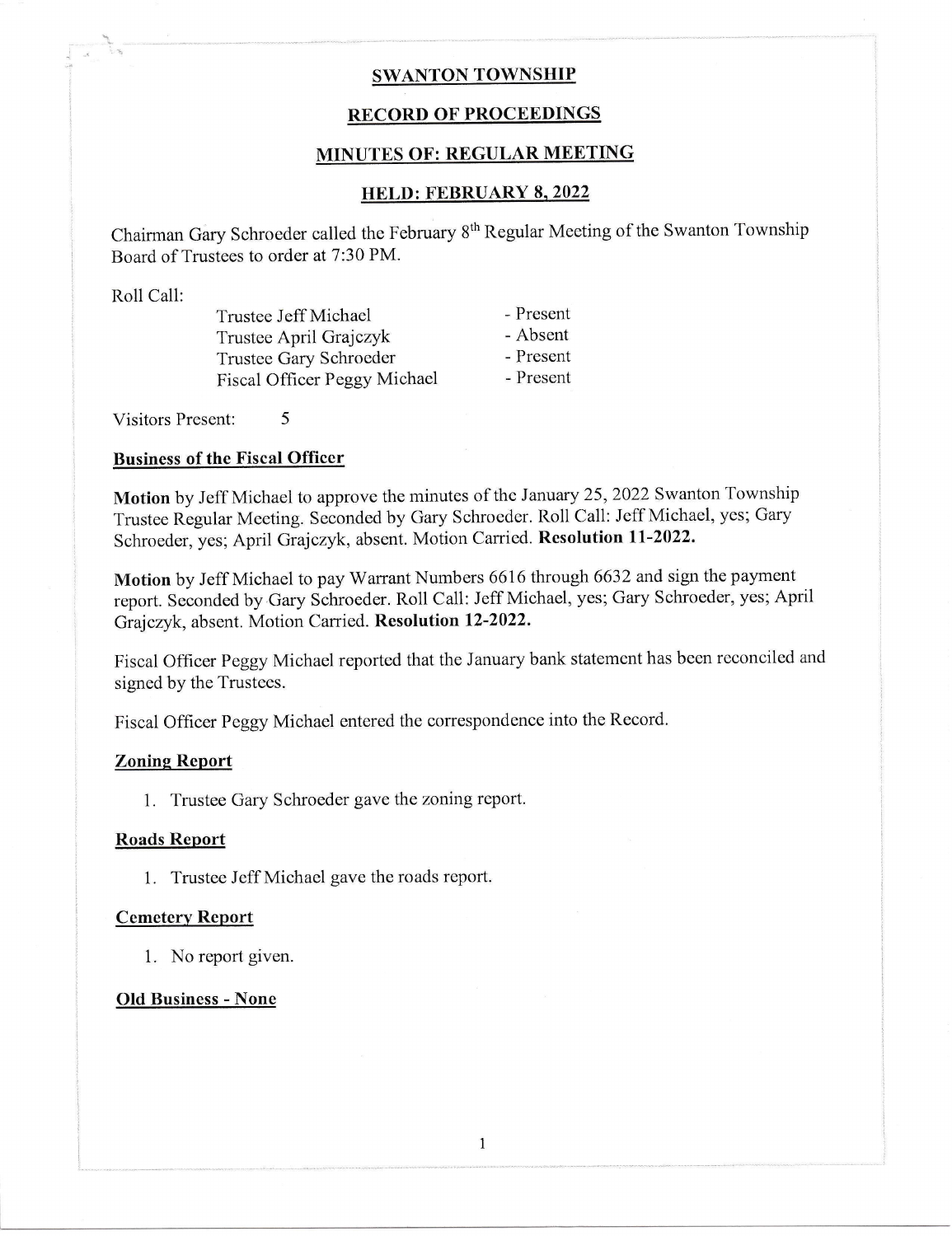# SWANTON TOWNSHIP

## RECORD OF PROCEEDINGS

## MINUTES OF: REGULAR MEETING

## HELD: FEBRUARY 8, 2022

Chairman Gary Schroeder called the February 8th Regular Meeting of the Swanton Township Board of Trustees to order at 7:30 PM.

Roll Call:

| | |
|---|---|
| Trustee Jeff Michael | - Present |
| Trustee April Grajczyk | - Absent |
| Trustee Gary Schroeder | - Present |
| Fiscal Officer Peggy Michael | - Present |

Visitors Present: 5

### Business of the Fiscal Officer

**Motion** by Jeff Michael to approve the minutes of the January 25, 2022 Swanton Township Trustee Regular Meeting. Seconded by Gary Schroeder. Roll Call: Jeff Michael, yes; Gary Schroeder, yes; April Grajczyk, absent. Motion Carried. **Resolution 11-2022.**

**Motion** by Jeff Michael to pay Warrant Numbers 6616 through 6632 and sign the payment report. Seconded by Gary Schroeder. Roll Call: Jeff Michael, yes; Gary Schroeder, yes; April Grajczyk, absent. Motion Carried. **Resolution 12-2022.**

Fiscal Officer Peggy Michael reported that the January bank statement has been reconciled and signed by the Trustees.

Fiscal Officer Peggy Michael entered the correspondence into the Record.

### Zoning Report

1. Trustee Gary Schroeder gave the zoning report.

### Roads Report

1. Trustee Jeff Michael gave the roads report.

### Cemetery Report

1. No report given.

### Old Business - None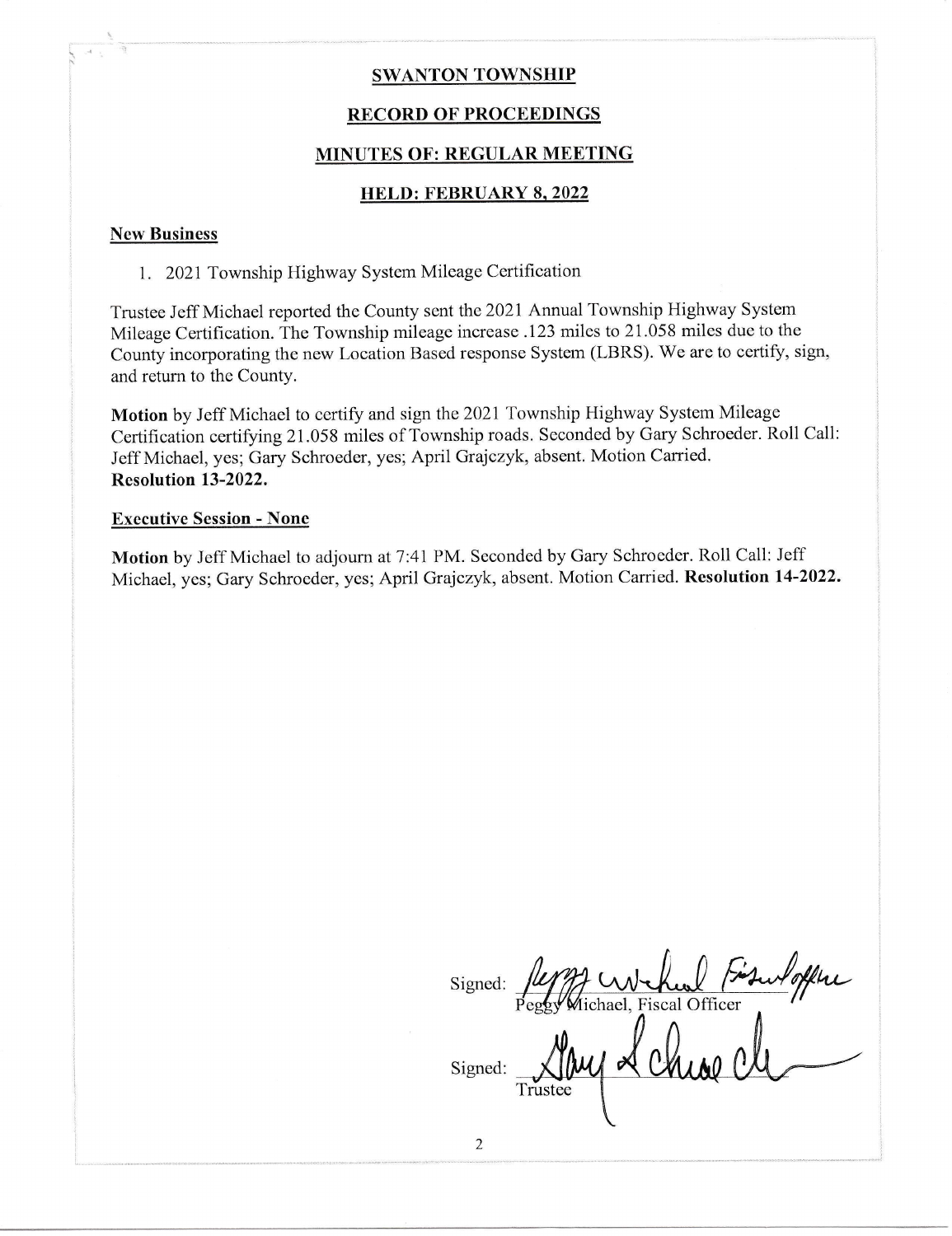**SWANTON TOWNSHIP**

**RECORD OF PROCEEDINGS**

**MINUTES OF: REGULAR MEETING**

**HELD: FEBRUARY 8, 2022**

**New Business**

1. 2021 Township Highway System Mileage Certification

Trustee Jeff Michael reported the County sent the 2021 Annual Township Highway System Mileage Certification. The Township mileage increase .123 miles to 21.058 miles due to the County incorporating the new Location Based response System (LBRS). We are to certify, sign, and return to the County.

**Motion** by Jeff Michael to certify and sign the 2021 Township Highway System Mileage Certification certifying 21.058 miles of Township roads. Seconded by Gary Schroeder. Roll Call: Jeff Michael, yes; Gary Schroeder, yes; April Grajczyk, absent. Motion Carried. **Resolution 13-2022.**

**Executive Session - None**

**Motion** by Jeff Michael to adjourn at 7:41 PM. Seconded by Gary Schroeder. Roll Call: Jeff Michael, yes; Gary Schroeder, yes; April Grajczyk, absent. Motion Carried. **Resolution 14-2022.**

Signed: Peggy Michael Fiscal officer
Peggy Michael, Fiscal Officer

Signed: Gary L Schroeder
Trustee